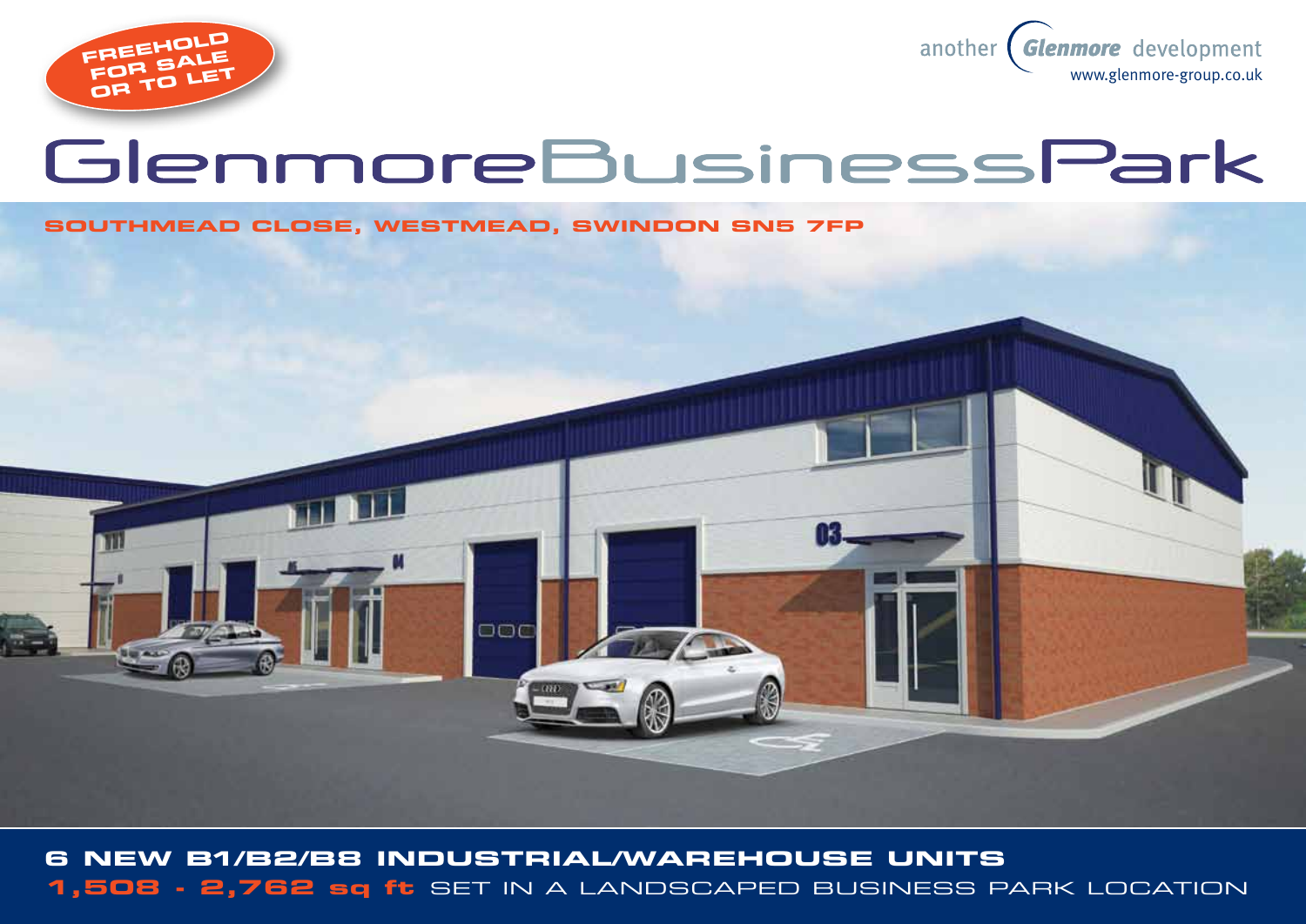**FREEHOLD FOR SALE OR TO LET**

another Glenmore development
www.glenmore-group.co.uk

# GlenmoreBusinessPark

**SOUTHMEAD CLOSE, WESTMEAD, SWINDON SN5 7FP**

## 6 NEW B1/B2/B8 INDUSTRIAL/WAREHOUSE UNITS

**1,508 - 2,762 sq ft** SET IN A LANDSCAPED BUSINESS PARK LOCATION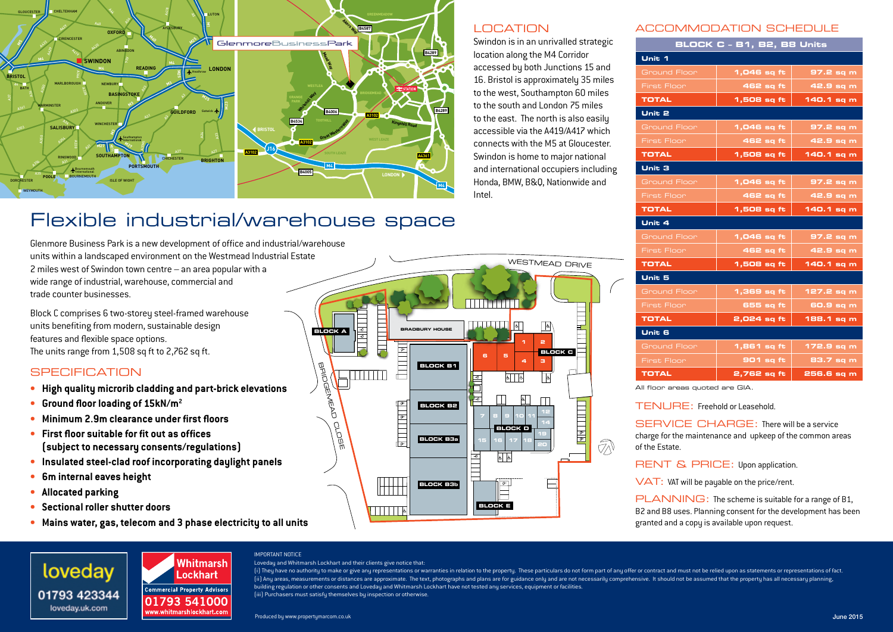## LOCATION

Swindon is in an unrivalled strategic location along the M4 Corridor accessed by both Junctions 15 and 16. Bristol is approximately 35 miles to the west, Southampton 60 miles to the south and London 75 miles to the east. The north is also easily accessible via the A419/A417 which connects with the M5 at Gloucester. Swindon is home to major national and international occupiers including Honda, BMW, B&Q, Nationwide and Intel.

## ACCOMMODATION SCHEDULE

| BLOCK C – B1, B2, B8 Units | | |
|---|---|---|
| **Unit 1** | | |
| Ground Floor | 1,046 sq ft | 97.2 sq m |
| First Floor | 462 sq ft | 42.9 sq m |
| **TOTAL** | 1,508 sq ft | 140.1 sq m |
| **Unit 2** | | |
| Ground Floor | 1,046 sq ft | 97.2 sq m |
| First Floor | 462 sq ft | 42.9 sq m |
| **TOTAL** | 1,508 sq ft | 140.1 sq m |
| **Unit 3** | | |
| Ground Floor | 1,046 sq ft | 97.2 sq m |
| First Floor | 462 sq ft | 42.9 sq m |
| **TOTAL** | 1,508 sq ft | 140.1 sq m |
| **Unit 4** | | |
| Ground Floor | 1,046 sq ft | 97.2 sq m |
| First Floor | 462 sq ft | 42.9 sq m |
| **TOTAL** | 1,508 sq ft | 140.1 sq m |
| **Unit 5** | | |
| Ground Floor | 1,369 sq ft | 127.2 sq m |
| First Floor | 655 sq ft | 60.9 sq m |
| **TOTAL** | 2,024 sq ft | 188.1 sq m |
| **Unit 6** | | |
| Ground Floor | 1,861 sq ft | 172.9 sq m |
| First Floor | 901 sq ft | 83.7 sq m |
| **TOTAL** | 2,762 sq ft | 256.6 sq m |

All floor areas quoted are GIA.

# Flexible industrial/warehouse space

Glenmore Business Park is a new development of office and industrial/warehouse units within a landscaped environment on the Westmead Industrial Estate 2 miles west of Swindon town centre – an area popular with a wide range of industrial, warehouse, commercial and trade counter businesses.

Block C comprises 6 two-storey steel-framed warehouse units benefiting from modern, sustainable design features and flexible space options.
The units range from 1,508 sq ft to 2,762 sq ft.

## SPECIFICATION

- **High quality microrib cladding and part-brick elevations**
- **Ground floor loading of 15kN/m$^2$**
- **Minimum 2.9m clearance under first floors**
- **First floor suitable for fit out as offices (subject to necessary consents/regulations)**
- **Insulated steel-clad roof incorporating daylight panels**
- **6m internal eaves height**
- **Allocated parking**
- **Sectional roller shutter doors**
- **Mains water, gas, telecom and 3 phase electricity to all units**

**TENURE:** Freehold or Leasehold.

**SERVICE CHARGE:** There will be a service charge for the maintenance and upkeep of the common areas of the Estate.

**RENT & PRICE:** Upon application.

**VAT:** VAT will be payable on the price/rent.

**PLANNING:** The scheme is suitable for a range of B1, B2 and B8 uses. Planning consent for the development has been granted and a copy is available upon request.

loveday
01793 423344
loveday.uk.com

Whitmarsh Lockhart
Commercial Property Advisors
01793 541000
www.whitmarshlockhart.com

IMPORTANT NOTICE
Loveday and Whitmarsh Lockhart and their clients give notice that:
(i) They have no authority to make or give any representations or warranties in relation to the property. These particulars do not form part of any offer or contract and must not be relied upon as statements or representations of fact.
(ii) Any areas, measurements or distances are approximate. The text, photographs and plans are for guidance only and are not necessarily comprehensive. It should not be assumed that the property has all necessary planning, building regulation or other consents and Loveday and Whitmarsh Lockhart have not tested any services, equipment or facilities.
(iii) Purchasers must satisfy themselves by inspection or otherwise.

Produced by www.propertymarcom.co.uk

June 2015